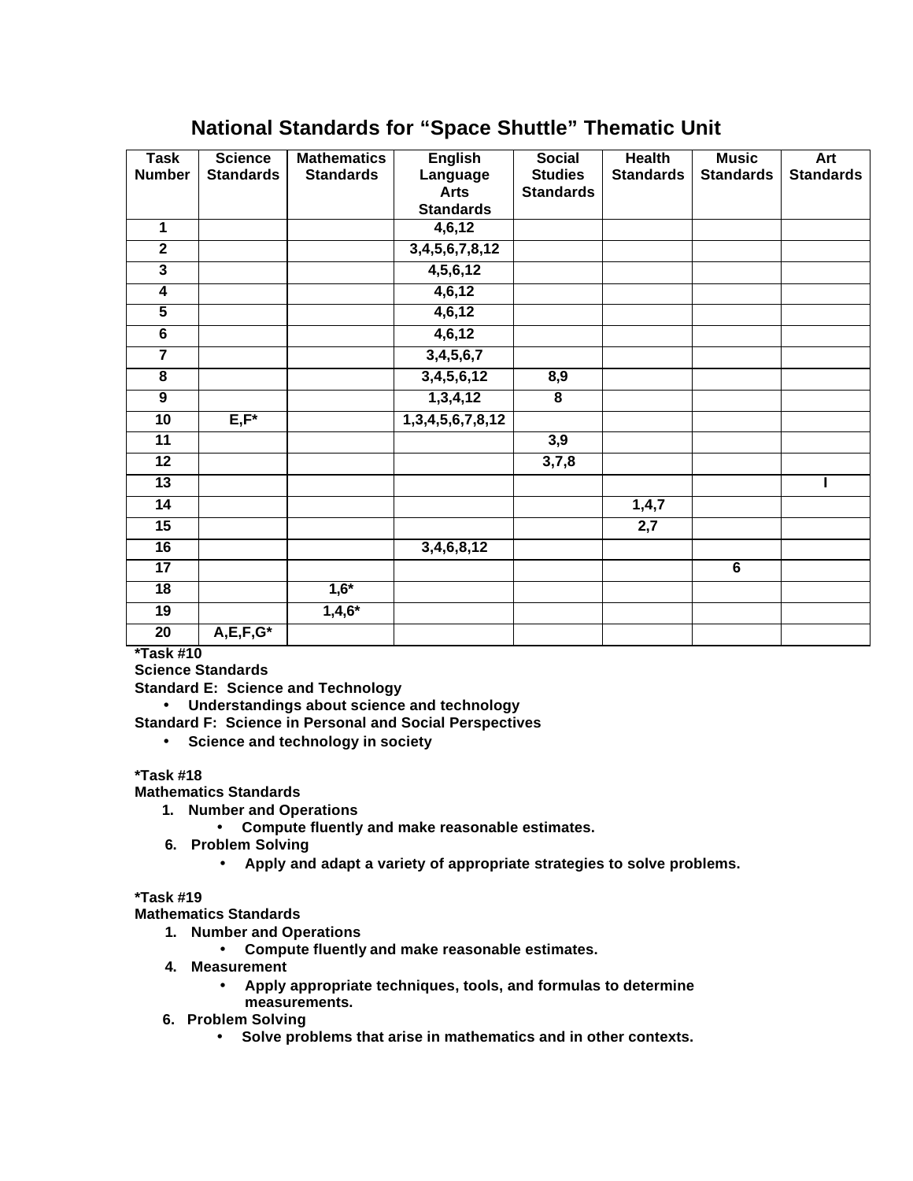# National Standards for "Space Shuttle" Thematic Unit

| Task Number | Science Standards | Mathematics Standards | English Language Arts Standards | Social Studies Standards | Health Standards | Music Standards | Art Standards |
|---|---|---|---|---|---|---|---|
| 1 | | | 4,6,12 | | | | |
| 2 | | | 3,4,5,6,7,8,12 | | | | |
| 3 | | | 4,5,6,12 | | | | |
| 4 | | | 4,6,12 | | | | |
| 5 | | | 4,6,12 | | | | |
| 6 | | | 4,6,12 | | | | |
| 7 | | | 3,4,5,6,7 | | | | |
| 8 | | | 3,4,5,6,12 | 8,9 | | | |
| 9 | | | 1,3,4,12 | 8 | | | |
| 10 | E,F* | | 1,3,4,5,6,7,8,12 | | | | |
| 11 | | | | 3,9 | | | |
| 12 | | | | 3,7,8 | | | |
| 13 | | | | | | | I |
| 14 | | | | | 1,4,7 | | |
| 15 | | | | | 2,7 | | |
| 16 | | | 3,4,6,8,12 | | | | |
| 17 | | | | | | 6 | |
| 18 | | 1,6* | | | | | |
| 19 | | 1,4,6* | | | | | |
| 20 | A,E,F,G* | | | | | | |

**\*Task #10**
**Science Standards**
**Standard E: Science and Technology**

- **Understandings about science and technology**

**Standard F: Science in Personal and Social Perspectives**

- **Science and technology in society**

**\*Task #18**
**Mathematics Standards**

1. **Number and Operations**
   - **Compute fluently and make reasonable estimates.**
6. **Problem Solving**
   - **Apply and adapt a variety of appropriate strategies to solve problems.**

**\*Task #19**
**Mathematics Standards**

1. **Number and Operations**
   - **Compute fluently and make reasonable estimates.**
4. **Measurement**
   - **Apply appropriate techniques, tools, and formulas to determine measurements.**
6. **Problem Solving**
   - **Solve problems that arise in mathematics and in other contexts.**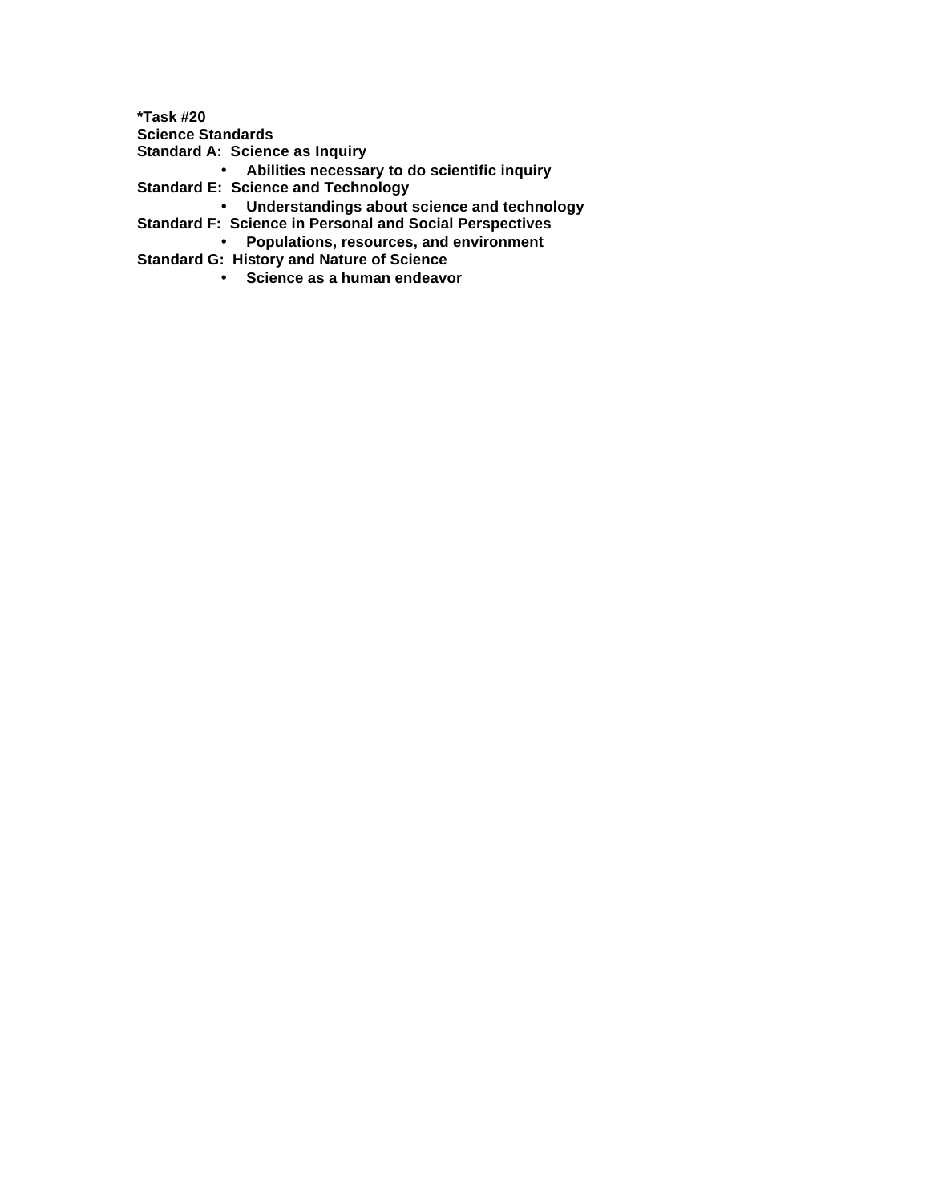**\*Task #20**

**Science Standards**

**Standard A: Science as Inquiry**

- **Abilities necessary to do scientific inquiry**

**Standard E: Science and Technology**

- **Understandings about science and technology**

**Standard F: Science in Personal and Social Perspectives**

- **Populations, resources, and environment**

**Standard G: History and Nature of Science**

- **Science as a human endeavor**